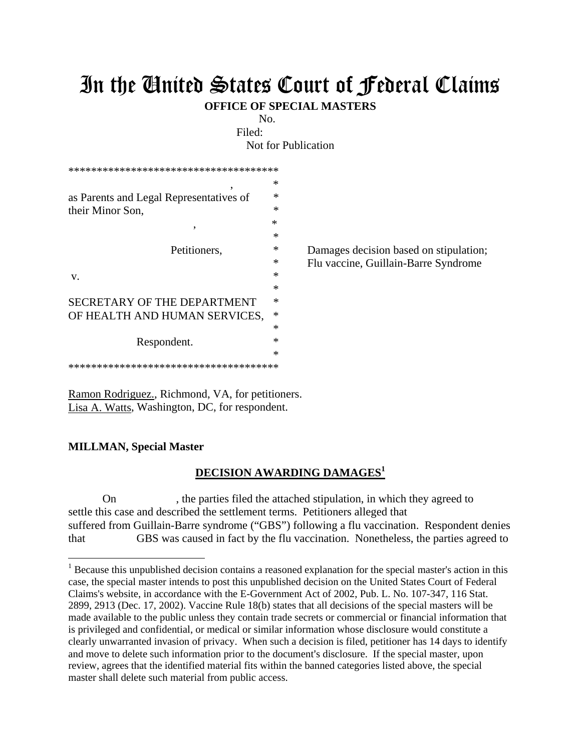# In the United States Court of Federal Claims

**OFFICE OF SPECIAL MASTERS**

No.

Filed:

Not for Publication

```
*************************************
                    ,               *
as Parents and Legal Representatives of  *
their Minor Son,                    *
              ,                     *
                                    *
          Petitioners,              *    Damages decision based on stipulation;
                                    *    Flu vaccine, Guillain-Barre Syndrome
 v.                                 *
                                    *
SECRETARY OF THE DEPARTMENT         *
OF HEALTH AND HUMAN SERVICES,       *
                                    *
          Respondent.               *
                                    *
*************************************
```

Ramon Rodriguez., Richmond, VA, for petitioners.
Lisa A. Watts, Washington, DC, for respondent.

**MILLMAN, Special Master**

**DECISION AWARDING DAMAGES[1]**

On , the parties filed the attached stipulation, in which they agreed to settle this case and described the settlement terms. Petitioners alleged that suffered from Guillain-Barre syndrome ("GBS") following a flu vaccination. Respondent denies that GBS was caused in fact by the flu vaccination. Nonetheless, the parties agreed to

---

[1] Because this unpublished decision contains a reasoned explanation for the special master's action in this case, the special master intends to post this unpublished decision on the United States Court of Federal Claims's website, in accordance with the E-Government Act of 2002, Pub. L. No. 107-347, 116 Stat. 2899, 2913 (Dec. 17, 2002). Vaccine Rule 18(b) states that all decisions of the special masters will be made available to the public unless they contain trade secrets or commercial or financial information that is privileged and confidential, or medical or similar information whose disclosure would constitute a clearly unwarranted invasion of privacy. When such a decision is filed, petitioner has 14 days to identify and move to delete such information prior to the document's disclosure. If the special master, upon review, agrees that the identified material fits within the banned categories listed above, the special master shall delete such material from public access.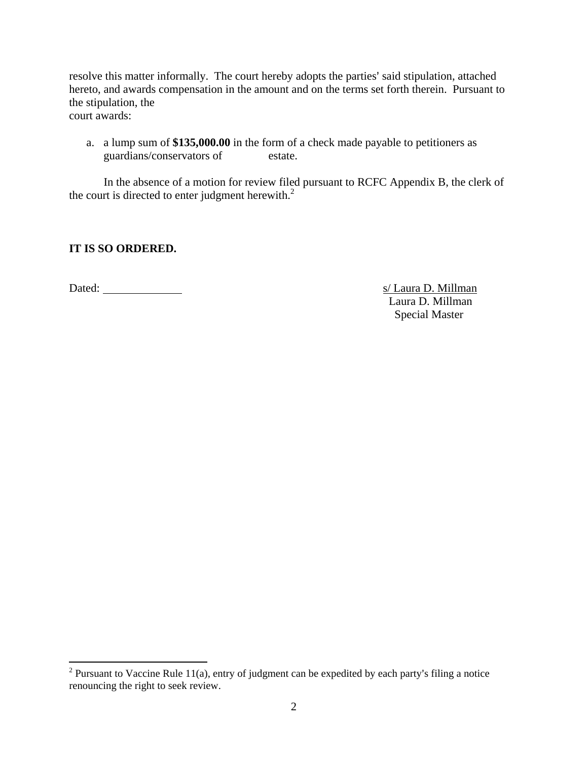resolve this matter informally. The court hereby adopts the parties' said stipulation, attached hereto, and awards compensation in the amount and on the terms set forth therein. Pursuant to the stipulation, the
court awards:

a. a lump sum of **$135,000.00** in the form of a check made payable to petitioners as guardians/conservators of estate.

In the absence of a motion for review filed pursuant to RCFC Appendix B, the clerk of the court is directed to enter judgment herewith.[2]

**IT IS SO ORDERED.**

Dated: ______________

s/ Laura D. Millman
Laura D. Millman
Special Master

---

[2] Pursuant to Vaccine Rule 11(a), entry of judgment can be expedited by each party's filing a notice renouncing the right to seek review.